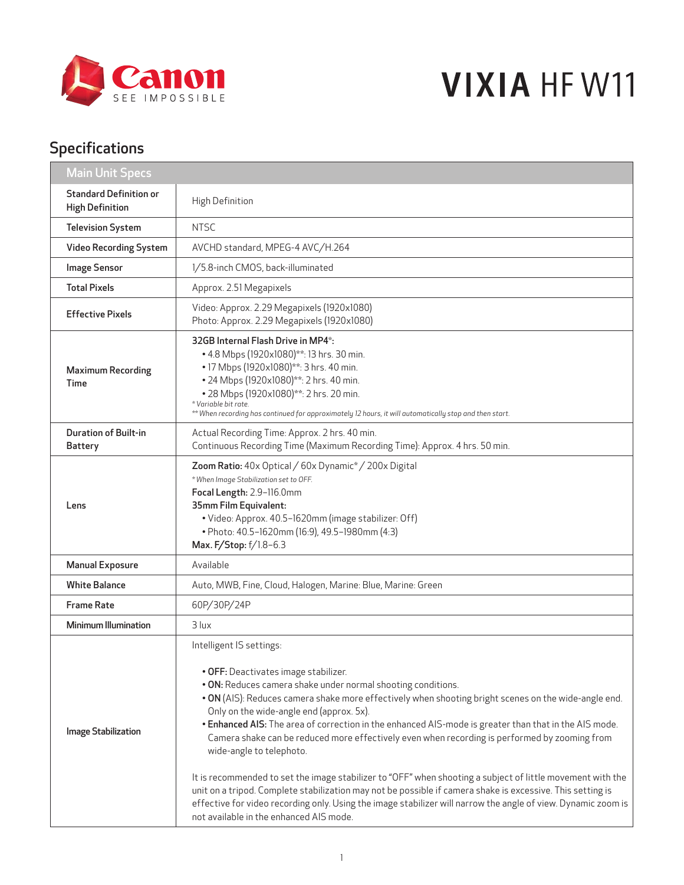Canon SEE IMPOSSIBLE

# VIXIA HF W11

## Specifications

| Main Unit Specs | |
|---|---|
| **Standard Definition or High Definition** | High Definition |
| **Television System** | NTSC |
| **Video Recording System** | AVCHD standard, MPEG-4 AVC/H.264 |
| **Image Sensor** | 1/5.8-inch CMOS, back-illuminated |
| **Total Pixels** | Approx. 2.51 Megapixels |
| **Effective Pixels** | Video: Approx. 2.29 Megapixels (1920x1080)<br>Photo: Approx. 2.29 Megapixels (1920x1080) |
| **Maximum Recording Time** | **32GB Internal Flash Drive in MP4*:**<br>• 4.8 Mbps (1920x1080)**: 13 hrs. 30 min.<br>• 17 Mbps (1920x1080)**: 3 hrs. 40 min.<br>• 24 Mbps (1920x1080)**: 2 hrs. 40 min.<br>• 28 Mbps (1920x1080)**: 2 hrs. 20 min.<br>*\* Variable bit rate.*<br>*\*\* When recording has continued for approximately 12 hours, it will automatically stop and then start.* |
| **Duration of Built-in Battery** | Actual Recording Time: Approx. 2 hrs. 40 min.<br>Continuous Recording Time (Maximum Recording Time): Approx. 4 hrs. 50 min. |
| **Lens** | **Zoom Ratio:** 40x Optical / 60x Dynamic* / 200x Digital<br>*\* When Image Stabilization set to OFF.*<br>**Focal Length:** 2.9–116.0mm<br>**35mm Film Equivalent:**<br>• Video: Approx. 40.5–1620mm (image stabilizer: Off)<br>• Photo: 40.5–1620mm (16:9), 49.5–1980mm (4:3)<br>**Max. F/Stop:** f/1.8–6.3 |
| **Manual Exposure** | Available |
| **White Balance** | Auto, MWB, Fine, Cloud, Halogen, Marine: Blue, Marine: Green |
| **Frame Rate** | 60P/30P/24P |
| **Minimum Illumination** | 3 lux |
| **Image Stabilization** | Intelligent IS settings:<br><br>• **OFF:** Deactivates image stabilizer.<br>• **ON:** Reduces camera shake under normal shooting conditions.<br>• **ON** (AIS): Reduces camera shake more effectively when shooting bright scenes on the wide-angle end. Only on the wide-angle end (approx. 5x).<br>• **Enhanced AIS:** The area of correction in the enhanced AIS-mode is greater than that in the AIS mode. Camera shake can be reduced more effectively even when recording is performed by zooming from wide-angle to telephoto.<br><br>It is recommended to set the image stabilizer to "OFF" when shooting a subject of little movement with the unit on a tripod. Complete stabilization may not be possible if camera shake is excessive. This setting is effective for video recording only. Using the image stabilizer will narrow the angle of view. Dynamic zoom is not available in the enhanced AIS mode. |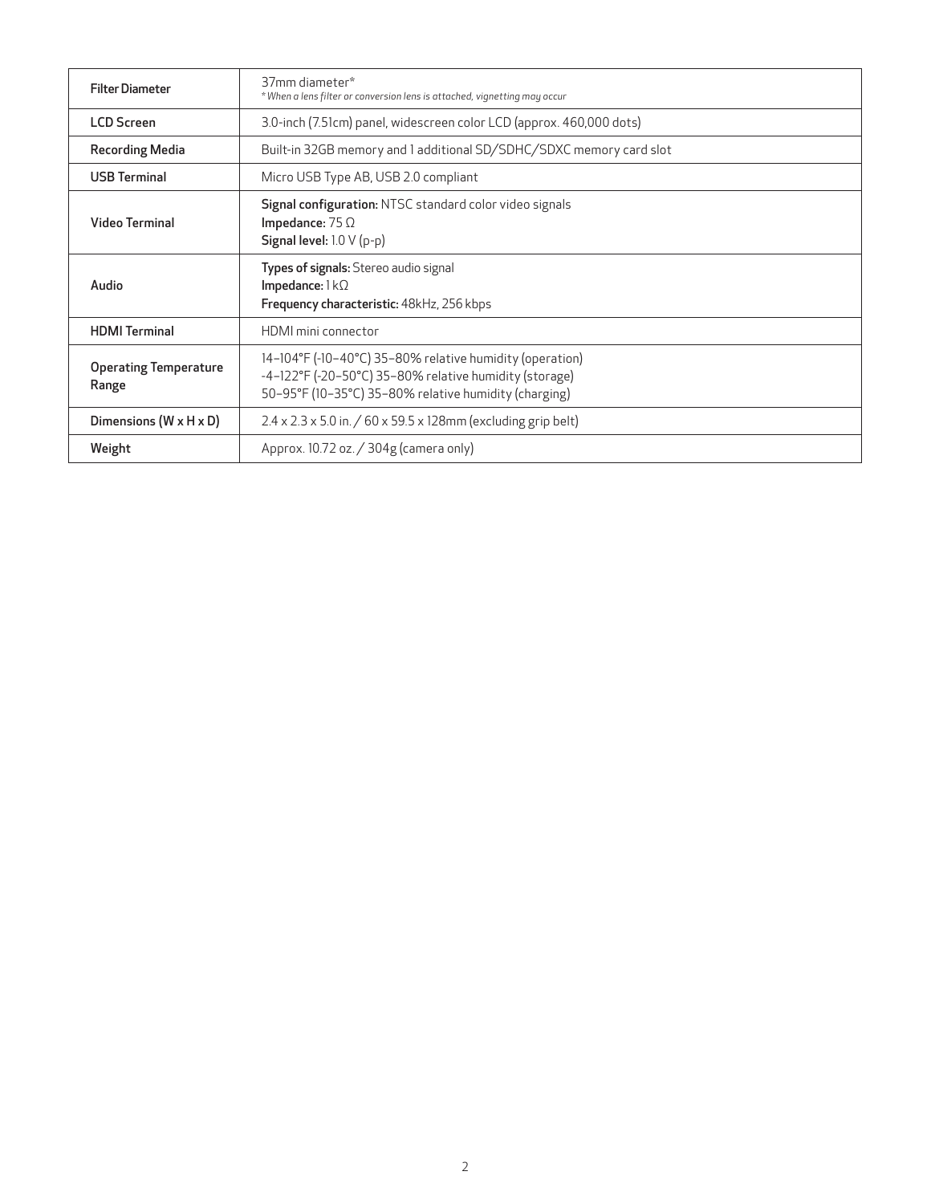| | |
|---|---|
| Filter Diameter | 37mm diameter*<br>*\* When a lens filter or conversion lens is attached, vignetting may occur* |
| LCD Screen | 3.0-inch (7.51cm) panel, widescreen color LCD (approx. 460,000 dots) |
| Recording Media | Built-in 32GB memory and 1 additional SD/SDHC/SDXC memory card slot |
| USB Terminal | Micro USB Type AB, USB 2.0 compliant |
| Video Terminal | **Signal configuration:** NTSC standard color video signals<br>**Impedance:** 75 Ω<br>**Signal level:** 1.0 V (p-p) |
| Audio | **Types of signals:** Stereo audio signal<br>**Impedance:** 1 kΩ<br>**Frequency characteristic:** 48kHz, 256 kbps |
| HDMI Terminal | HDMI mini connector |
| Operating Temperature Range | 14–104°F (-10–40°C) 35–80% relative humidity (operation)<br>-4–122°F (-20–50°C) 35–80% relative humidity (storage)<br>50–95°F (10–35°C) 35–80% relative humidity (charging) |
| Dimensions (W x H x D) | 2.4 x 2.3 x 5.0 in. / 60 x 59.5 x 128mm (excluding grip belt) |
| Weight | Approx. 10.72 oz. / 304g (camera only) |